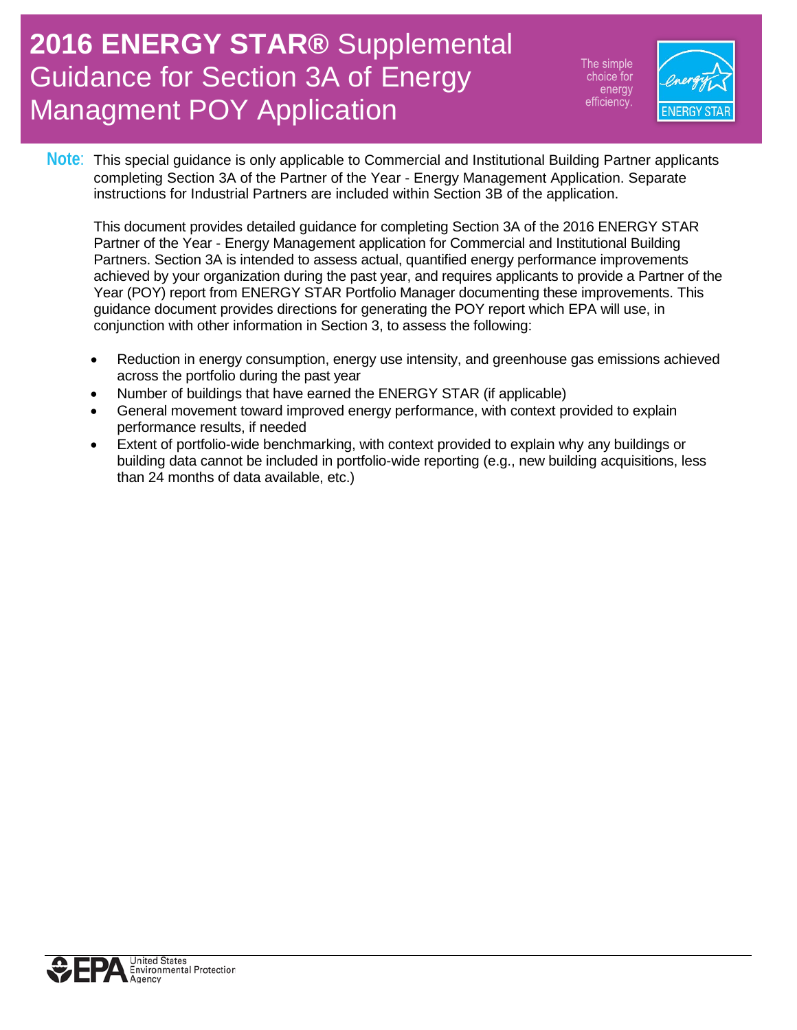# 2016 ENERGY STAR® Supplemental Guidance for Section 3A of Energy Managment POY Application

The simple choice for energy efficiency.

**Note**: This special guidance is only applicable to Commercial and Institutional Building Partner applicants completing Section 3A of the Partner of the Year - Energy Management Application. Separate instructions for Industrial Partners are included within Section 3B of the application.

This document provides detailed guidance for completing Section 3A of the 2016 ENERGY STAR Partner of the Year - Energy Management application for Commercial and Institutional Building Partners. Section 3A is intended to assess actual, quantified energy performance improvements achieved by your organization during the past year, and requires applicants to provide a Partner of the Year (POY) report from ENERGY STAR Portfolio Manager documenting these improvements. This guidance document provides directions for generating the POY report which EPA will use, in conjunction with other information in Section 3, to assess the following:

- Reduction in energy consumption, energy use intensity, and greenhouse gas emissions achieved across the portfolio during the past year
- Number of buildings that have earned the ENERGY STAR (if applicable)
- General movement toward improved energy performance, with context provided to explain performance results, if needed
- Extent of portfolio-wide benchmarking, with context provided to explain why any buildings or building data cannot be included in portfolio-wide reporting (e.g., new building acquisitions, less than 24 months of data available, etc.)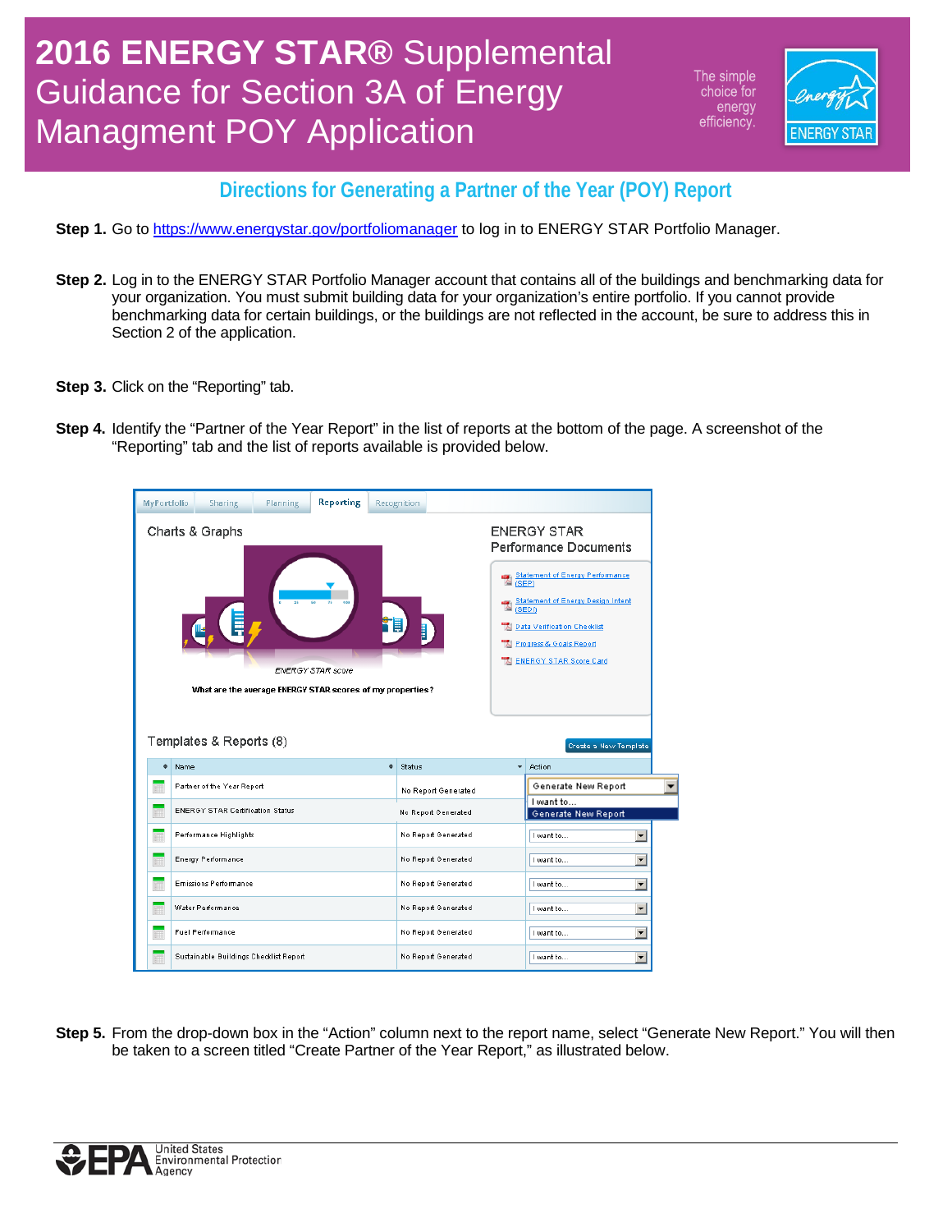# 2016 ENERGY STAR® Supplemental Guidance for Section 3A of Energy Managment POY Application

## Directions for Generating a Partner of the Year (POY) Report

**Step 1.** Go to https://www.energystar.gov/portfoliomanager to log in to ENERGY STAR Portfolio Manager.

**Step 2.** Log in to the ENERGY STAR Portfolio Manager account that contains all of the buildings and benchmarking data for your organization. You must submit building data for your organization's entire portfolio. If you cannot provide benchmarking data for certain buildings, or the buildings are not reflected in the account, be sure to address this in Section 2 of the application.

**Step 3.** Click on the "Reporting" tab.

**Step 4.** Identify the "Partner of the Year Report" in the list of reports at the bottom of the page. A screenshot of the "Reporting" tab and the list of reports available is provided below.

**Step 5.** From the drop-down box in the "Action" column next to the report name, select "Generate New Report." You will then be taken to a screen titled "Create Partner of the Year Report," as illustrated below.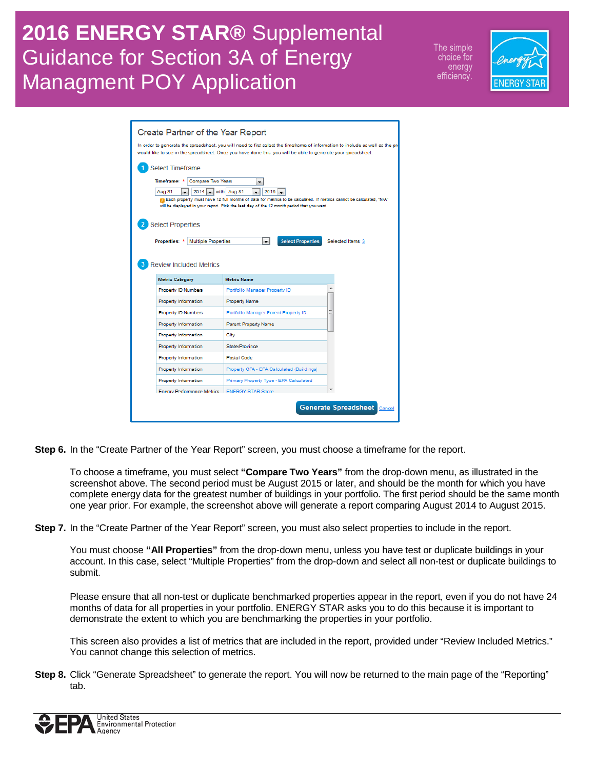# 2016 ENERGY STAR® Supplemental Guidance for Section 3A of Energy Managment POY Application

**Step 6.** In the "Create Partner of the Year Report" screen, you must choose a timeframe for the report.

To choose a timeframe, you must select **"Compare Two Years"** from the drop-down menu, as illustrated in the screenshot above. The second period must be August 2015 or later, and should be the month for which you have complete energy data for the greatest number of buildings in your portfolio. The first period should be the same month one year prior. For example, the screenshot above will generate a report comparing August 2014 to August 2015.

**Step 7.** In the "Create Partner of the Year Report" screen, you must also select properties to include in the report.

You must choose **"All Properties"** from the drop-down menu, unless you have test or duplicate buildings in your account. In this case, select "Multiple Properties" from the drop-down and select all non-test or duplicate buildings to submit.

Please ensure that all non-test or duplicate benchmarked properties appear in the report, even if you do not have 24 months of data for all properties in your portfolio. ENERGY STAR asks you to do this because it is important to demonstrate the extent to which you are benchmarking the properties in your portfolio.

This screen also provides a list of metrics that are included in the report, provided under "Review Included Metrics." You cannot change this selection of metrics.

**Step 8.** Click "Generate Spreadsheet" to generate the report. You will now be returned to the main page of the "Reporting" tab.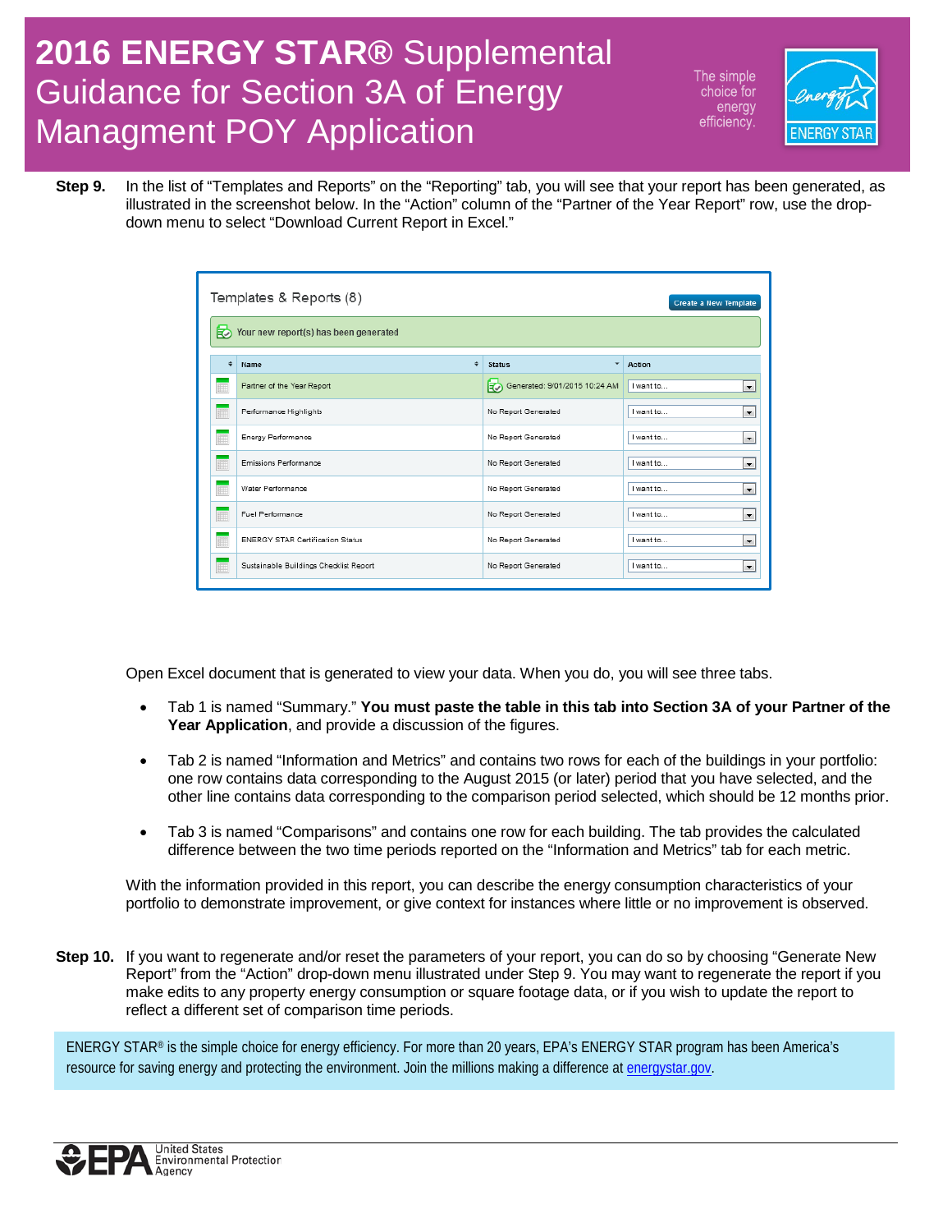# 2016 ENERGY STAR® Supplemental Guidance for Section 3A of Energy Managment POY Application

**Step 9.** In the list of "Templates and Reports" on the "Reporting" tab, you will see that your report has been generated, as illustrated in the screenshot below. In the "Action" column of the "Partner of the Year Report" row, use the drop-down menu to select "Download Current Report in Excel."

Templates & Reports (8)

Create a New Template

Your new report(s) has been generated

| | Name | Status | Action |
|---|---|---|---|
| | Partner of the Year Report | Generated: 9/01/2015 10:24 AM | I want to... |
| | Performance Highlights | No Report Generated | I want to... |
| | Energy Performance | No Report Generated | I want to... |
| | Emissions Performance | No Report Generated | I want to... |
| | Water Performance | No Report Generated | I want to... |
| | Fuel Performance | No Report Generated | I want to... |
| | ENERGY STAR Certification Status | No Report Generated | I want to... |
| | Sustainable Buildings Checklist Report | No Report Generated | I want to... |

Open Excel document that is generated to view your data. When you do, you will see three tabs.

- Tab 1 is named "Summary." **You must paste the table in this tab into Section 3A of your Partner of the Year Application**, and provide a discussion of the figures.
- Tab 2 is named "Information and Metrics" and contains two rows for each of the buildings in your portfolio: one row contains data corresponding to the August 2015 (or later) period that you have selected, and the other line contains data corresponding to the comparison period selected, which should be 12 months prior.
- Tab 3 is named "Comparisons" and contains one row for each building. The tab provides the calculated difference between the two time periods reported on the "Information and Metrics" tab for each metric.

With the information provided in this report, you can describe the energy consumption characteristics of your portfolio to demonstrate improvement, or give context for instances where little or no improvement is observed.

**Step 10.** If you want to regenerate and/or reset the parameters of your report, you can do so by choosing "Generate New Report" from the "Action" drop-down menu illustrated under Step 9. You may want to regenerate the report if you make edits to any property energy consumption or square footage data, or if you wish to update the report to reflect a different set of comparison time periods.

ENERGY STAR® is the simple choice for energy efficiency. For more than 20 years, EPA's ENERGY STAR program has been America's resource for saving energy and protecting the environment. Join the millions making a difference at energystar.gov.